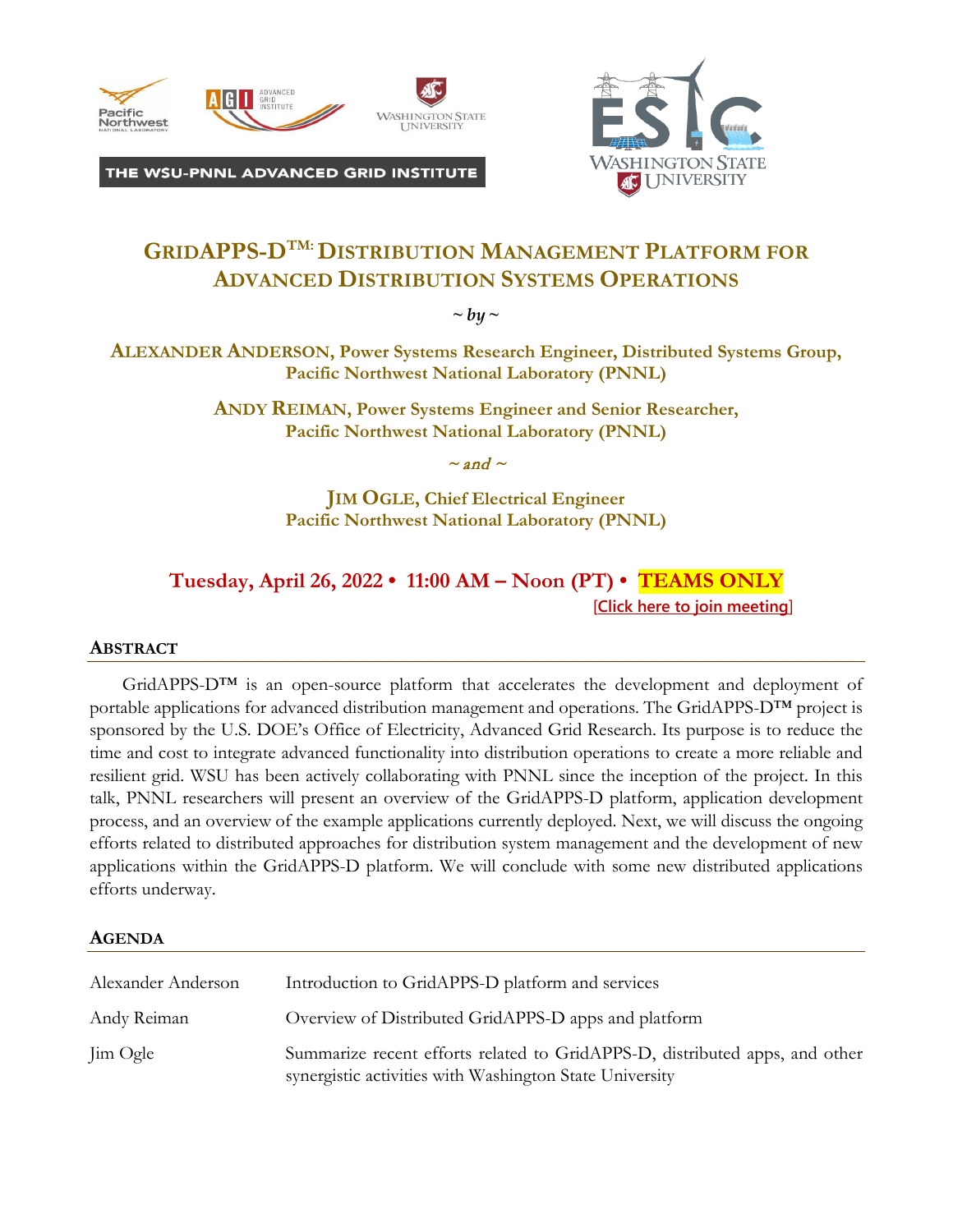THE WSU-PNNL ADVANCED GRID INSTITUTE

# GridAPPS-D™: Distribution Management Platform for Advanced Distribution Systems Operations

*~ by ~*

**Alexander Anderson, Power Systems Research Engineer, Distributed Systems Group, Pacific Northwest National Laboratory (PNNL)**

**Andy Reiman, Power Systems Engineer and Senior Researcher, Pacific Northwest National Laboratory (PNNL)**

*~ and ~*

**Jim Ogle, Chief Electrical Engineer Pacific Northwest National Laboratory (PNNL)**

**Tuesday, April 26, 2022 • 11:00 AM – Noon (PT) • TEAMS ONLY**

[Click here to join meeting]

## Abstract

GridAPPS-D™ is an open-source platform that accelerates the development and deployment of portable applications for advanced distribution management and operations. The GridAPPS-D™ project is sponsored by the U.S. DOE's Office of Electricity, Advanced Grid Research. Its purpose is to reduce the time and cost to integrate advanced functionality into distribution operations to create a more reliable and resilient grid. WSU has been actively collaborating with PNNL since the inception of the project. In this talk, PNNL researchers will present an overview of the GridAPPS-D platform, application development process, and an overview of the example applications currently deployed. Next, we will discuss the ongoing efforts related to distributed approaches for distribution system management and the development of new applications within the GridAPPS-D platform. We will conclude with some new distributed applications efforts underway.

## Agenda

| | |
|---|---|
| Alexander Anderson | Introduction to GridAPPS-D platform and services |
| Andy Reiman | Overview of Distributed GridAPPS-D apps and platform |
| Jim Ogle | Summarize recent efforts related to GridAPPS-D, distributed apps, and other synergistic activities with Washington State University |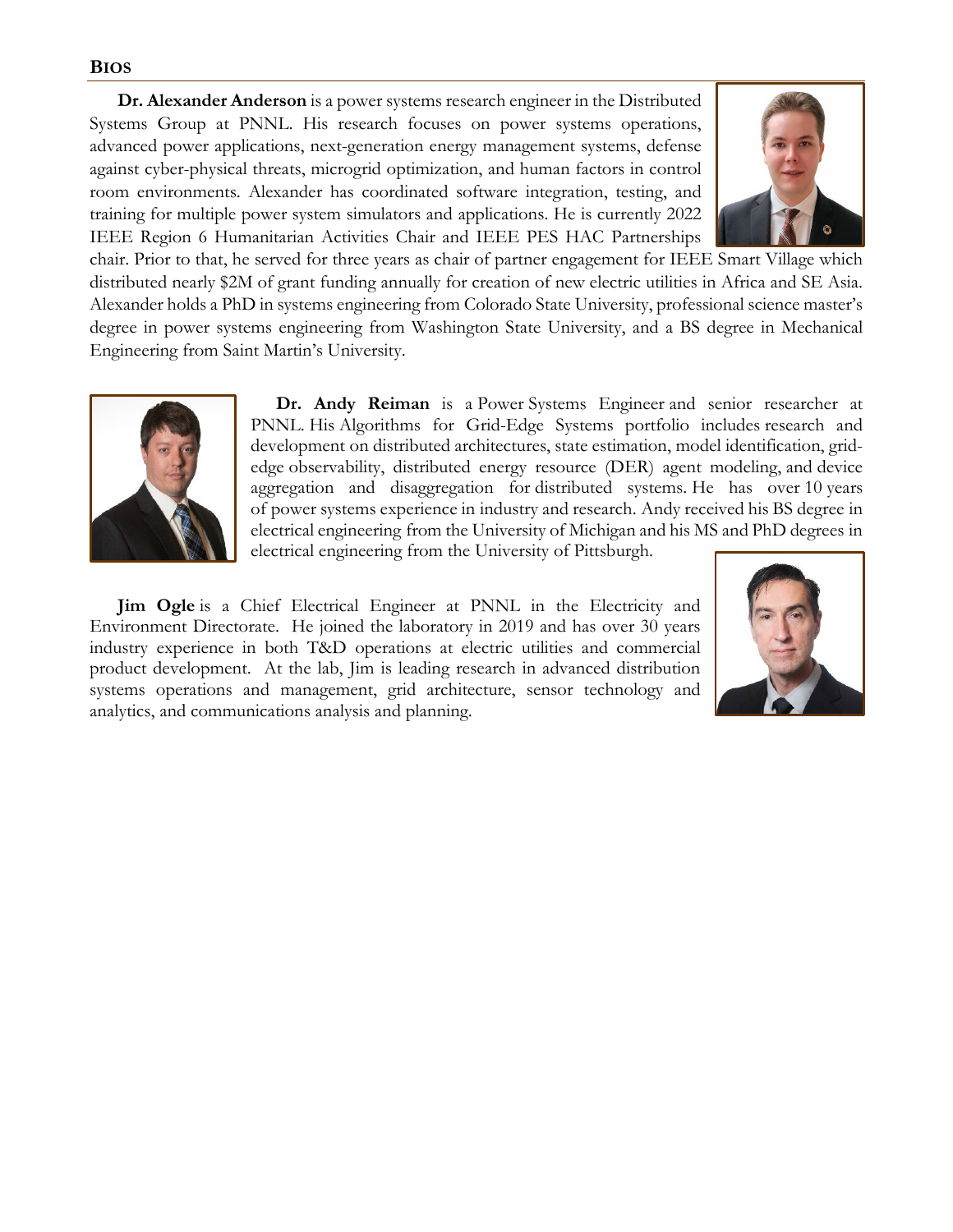## BIOS

**Dr. Alexander Anderson** is a power systems research engineer in the Distributed Systems Group at PNNL. His research focuses on power systems operations, advanced power applications, next-generation energy management systems, defense against cyber-physical threats, microgrid optimization, and human factors in control room environments. Alexander has coordinated software integration, testing, and training for multiple power system simulators and applications. He is currently 2022 IEEE Region 6 Humanitarian Activities Chair and IEEE PES HAC Partnerships chair. Prior to that, he served for three years as chair of partner engagement for IEEE Smart Village which distributed nearly $2M of grant funding annually for creation of new electric utilities in Africa and SE Asia. Alexander holds a PhD in systems engineering from Colorado State University, professional science master's degree in power systems engineering from Washington State University, and a BS degree in Mechanical Engineering from Saint Martin's University.

**Dr. Andy Reiman** is a Power Systems Engineer and senior researcher at PNNL. His Algorithms for Grid-Edge Systems portfolio includes research and development on distributed architectures, state estimation, model identification, grid-edge observability, distributed energy resource (DER) agent modeling, and device aggregation and disaggregation for distributed systems. He has over 10 years of power systems experience in industry and research. Andy received his BS degree in electrical engineering from the University of Michigan and his MS and PhD degrees in electrical engineering from the University of Pittsburgh.

**Jim Ogle** is a Chief Electrical Engineer at PNNL in the Electricity and Environment Directorate. He joined the laboratory in 2019 and has over 30 years industry experience in both T&D operations at electric utilities and commercial product development. At the lab, Jim is leading research in advanced distribution systems operations and management, grid architecture, sensor technology and analytics, and communications analysis and planning.